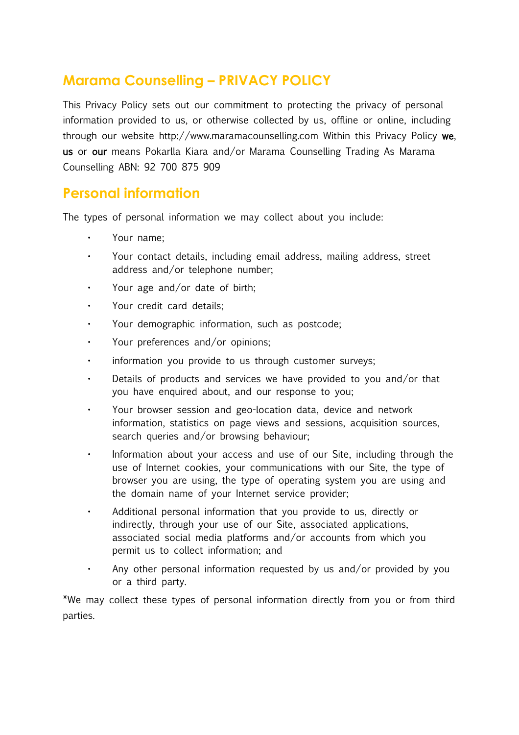# Marama Counselling – PRIVACY POLICY

This Privacy Policy sets out our commitment to protecting the privacy of personal information provided to us, or otherwise collected by us, offline or online, including through our website http://www.maramacounselling.com Within this Privacy Policy **we**, **us** or **our** means Pokarlla Kiara and/or Marama Counselling Trading As Marama Counselling ABN: 92 700 875 909

## Personal information

The types of personal information we may collect about you include:

- Your name;
- Your contact details, including email address, mailing address, street address and/or telephone number;
- Your age and/or date of birth;
- Your credit card details;
- Your demographic information, such as postcode;
- Your preferences and/or opinions;
- information you provide to us through customer surveys;
- Details of products and services we have provided to you and/or that you have enquired about, and our response to you;
- Your browser session and geo-location data, device and network information, statistics on page views and sessions, acquisition sources, search queries and/or browsing behaviour;
- Information about your access and use of our Site, including through the use of Internet cookies, your communications with our Site, the type of browser you are using, the type of operating system you are using and the domain name of your Internet service provider;
- Additional personal information that you provide to us, directly or indirectly, through your use of our Site, associated applications, associated social media platforms and/or accounts from which you permit us to collect information; and
- Any other personal information requested by us and/or provided by you or a third party.

*We may collect these types of personal information directly from you or from third parties.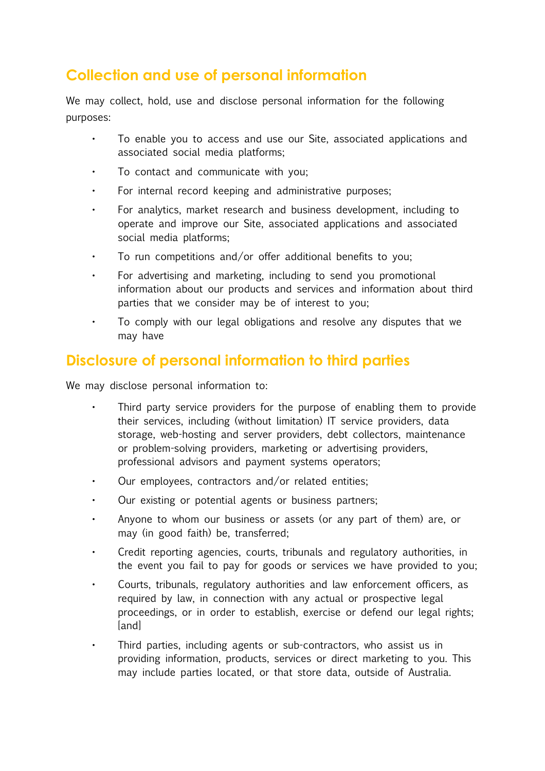## Collection and use of personal information

We may collect, hold, use and disclose personal information for the following purposes:

- To enable you to access and use our Site, associated applications and associated social media platforms;
- To contact and communicate with you;
- For internal record keeping and administrative purposes;
- For analytics, market research and business development, including to operate and improve our Site, associated applications and associated social media platforms;
- To run competitions and/or offer additional benefits to you;
- For advertising and marketing, including to send you promotional information about our products and services and information about third parties that we consider may be of interest to you;
- To comply with our legal obligations and resolve any disputes that we may have

## Disclosure of personal information to third parties

We may disclose personal information to:

- Third party service providers for the purpose of enabling them to provide their services, including (without limitation) IT service providers, data storage, web-hosting and server providers, debt collectors, maintenance or problem-solving providers, marketing or advertising providers, professional advisors and payment systems operators;
- Our employees, contractors and/or related entities;
- Our existing or potential agents or business partners;
- Anyone to whom our business or assets (or any part of them) are, or may (in good faith) be, transferred;
- Credit reporting agencies, courts, tribunals and regulatory authorities, in the event you fail to pay for goods or services we have provided to you;
- Courts, tribunals, regulatory authorities and law enforcement officers, as required by law, in connection with any actual or prospective legal proceedings, or in order to establish, exercise or defend our legal rights; [and]
- Third parties, including agents or sub-contractors, who assist us in providing information, products, services or direct marketing to you. This may include parties located, or that store data, outside of Australia.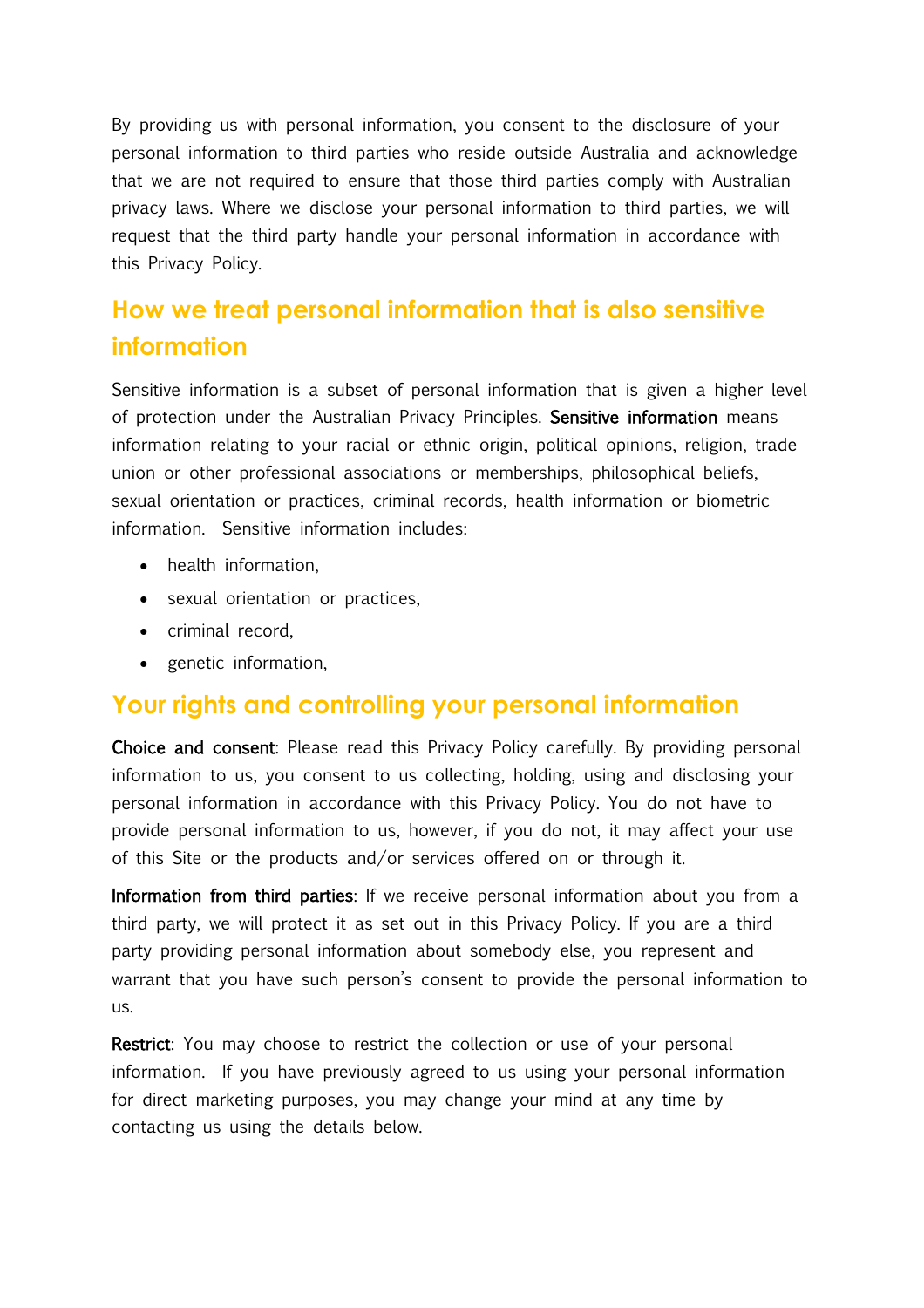By providing us with personal information, you consent to the disclosure of your personal information to third parties who reside outside Australia and acknowledge that we are not required to ensure that those third parties comply with Australian privacy laws. Where we disclose your personal information to third parties, we will request that the third party handle your personal information in accordance with this Privacy Policy.

## How we treat personal information that is also sensitive information

Sensitive information is a subset of personal information that is given a higher level of protection under the Australian Privacy Principles. **Sensitive information** means information relating to your racial or ethnic origin, political opinions, religion, trade union or other professional associations or memberships, philosophical beliefs, sexual orientation or practices, criminal records, health information or biometric information. Sensitive information includes:

- health information,
- sexual orientation or practices,
- criminal record,
- genetic information,

## Your rights and controlling your personal information

**Choice and consent**: Please read this Privacy Policy carefully. By providing personal information to us, you consent to us collecting, holding, using and disclosing your personal information in accordance with this Privacy Policy. You do not have to provide personal information to us, however, if you do not, it may affect your use of this Site or the products and/or services offered on or through it.

**Information from third parties**: If we receive personal information about you from a third party, we will protect it as set out in this Privacy Policy. If you are a third party providing personal information about somebody else, you represent and warrant that you have such person's consent to provide the personal information to us.

**Restrict**: You may choose to restrict the collection or use of your personal information. If you have previously agreed to us using your personal information for direct marketing purposes, you may change your mind at any time by contacting us using the details below.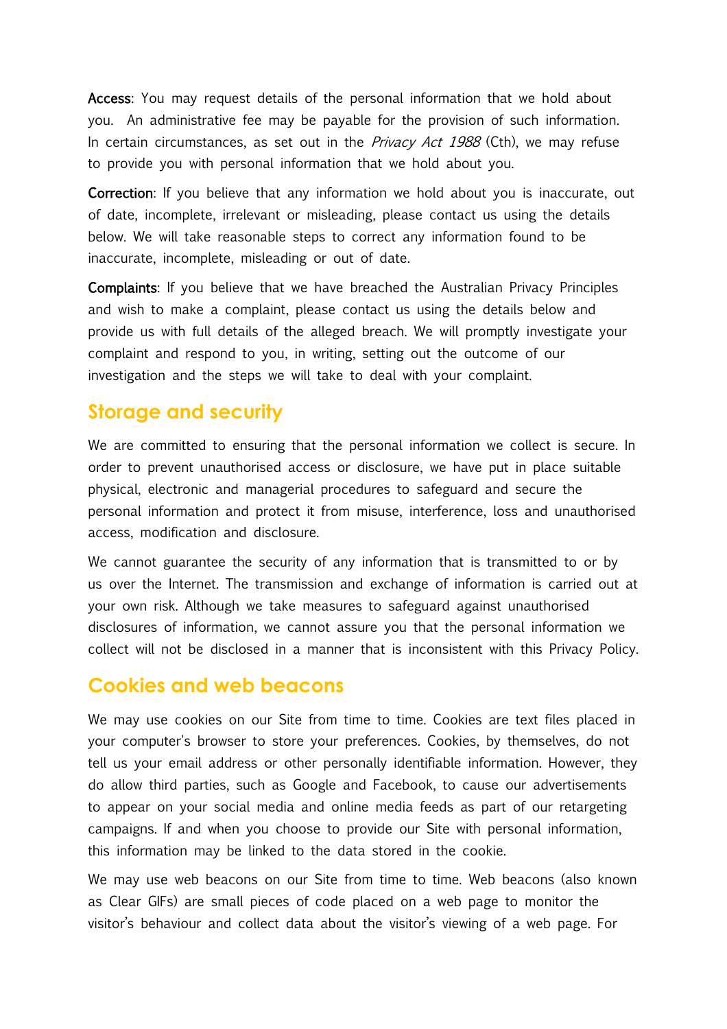**Access**: You may request details of the personal information that we hold about you. An administrative fee may be payable for the provision of such information. In certain circumstances, as set out in the *Privacy Act 1988* (Cth), we may refuse to provide you with personal information that we hold about you.

**Correction**: If you believe that any information we hold about you is inaccurate, out of date, incomplete, irrelevant or misleading, please contact us using the details below. We will take reasonable steps to correct any information found to be inaccurate, incomplete, misleading or out of date.

**Complaints**: If you believe that we have breached the Australian Privacy Principles and wish to make a complaint, please contact us using the details below and provide us with full details of the alleged breach. We will promptly investigate your complaint and respond to you, in writing, setting out the outcome of our investigation and the steps we will take to deal with your complaint.

## Storage and security

We are committed to ensuring that the personal information we collect is secure. In order to prevent unauthorised access or disclosure, we have put in place suitable physical, electronic and managerial procedures to safeguard and secure the personal information and protect it from misuse, interference, loss and unauthorised access, modification and disclosure.

We cannot guarantee the security of any information that is transmitted to or by us over the Internet. The transmission and exchange of information is carried out at your own risk. Although we take measures to safeguard against unauthorised disclosures of information, we cannot assure you that the personal information we collect will not be disclosed in a manner that is inconsistent with this Privacy Policy.

## Cookies and web beacons

We may use cookies on our Site from time to time. Cookies are text files placed in your computer's browser to store your preferences. Cookies, by themselves, do not tell us your email address or other personally identifiable information. However, they do allow third parties, such as Google and Facebook, to cause our advertisements to appear on your social media and online media feeds as part of our retargeting campaigns. If and when you choose to provide our Site with personal information, this information may be linked to the data stored in the cookie.

We may use web beacons on our Site from time to time. Web beacons (also known as Clear GIFs) are small pieces of code placed on a web page to monitor the visitor's behaviour and collect data about the visitor's viewing of a web page. For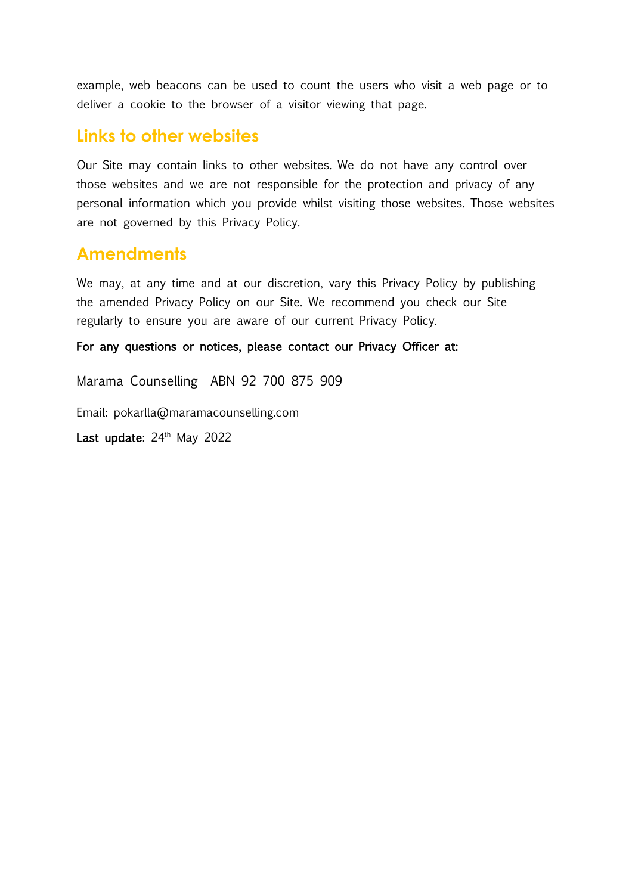example, web beacons can be used to count the users who visit a web page or to deliver a cookie to the browser of a visitor viewing that page.

## Links to other websites

Our Site may contain links to other websites. We do not have any control over those websites and we are not responsible for the protection and privacy of any personal information which you provide whilst visiting those websites. Those websites are not governed by this Privacy Policy.

## Amendments

We may, at any time and at our discretion, vary this Privacy Policy by publishing the amended Privacy Policy on our Site. We recommend you check our Site regularly to ensure you are aware of our current Privacy Policy.

**For any questions or notices, please contact our Privacy Officer at:**

Marama Counselling ABN 92 700 875 909

Email: pokarlla@maramacounselling.com

**Last update**: 24th May 2022